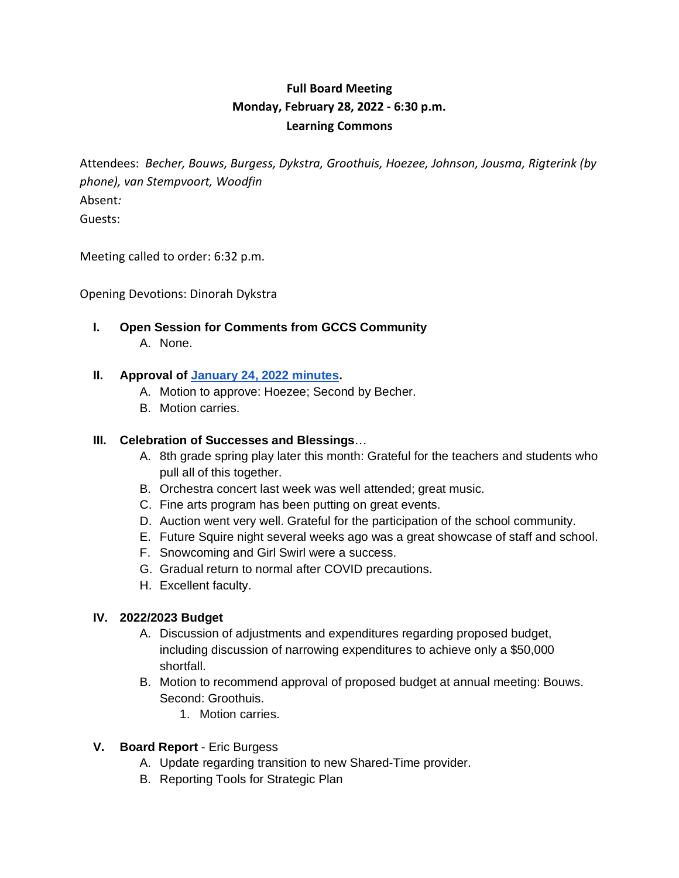**Full Board Meeting**
**Monday, February 28, 2022 - 6:30 p.m.**
**Learning Commons**

Attendees: *Becher, Bouws, Burgess, Dykstra, Groothuis, Hoezee, Johnson, Jousma, Rigterink (by phone), van Stempvoort, Woodfin*
Absent*:*
Guests:

Meeting called to order: 6:32 p.m.

Opening Devotions: Dinorah Dykstra

**I. Open Session for Comments from GCCS Community**

A. None.

**II. Approval of [January 24, 2022 minutes](January 24, 2022 minutes).**

A. Motion to approve: Hoezee; Second by Becher.
B. Motion carries.

**III. Celebration of Successes and Blessings**…

A. 8th grade spring play later this month: Grateful for the teachers and students who pull all of this together.
B. Orchestra concert last week was well attended; great music.
C. Fine arts program has been putting on great events.
D. Auction went very well. Grateful for the participation of the school community.
E. Future Squire night several weeks ago was a great showcase of staff and school.
F. Snowcoming and Girl Swirl were a success.
G. Gradual return to normal after COVID precautions.
H. Excellent faculty.

**IV. 2022/2023 Budget**

A. Discussion of adjustments and expenditures regarding proposed budget, including discussion of narrowing expenditures to achieve only a $50,000 shortfall.
B. Motion to recommend approval of proposed budget at annual meeting: Bouws. Second: Groothuis.
   1. Motion carries.

**V. Board Report** - Eric Burgess

A. Update regarding transition to new Shared-Time provider.
B. Reporting Tools for Strategic Plan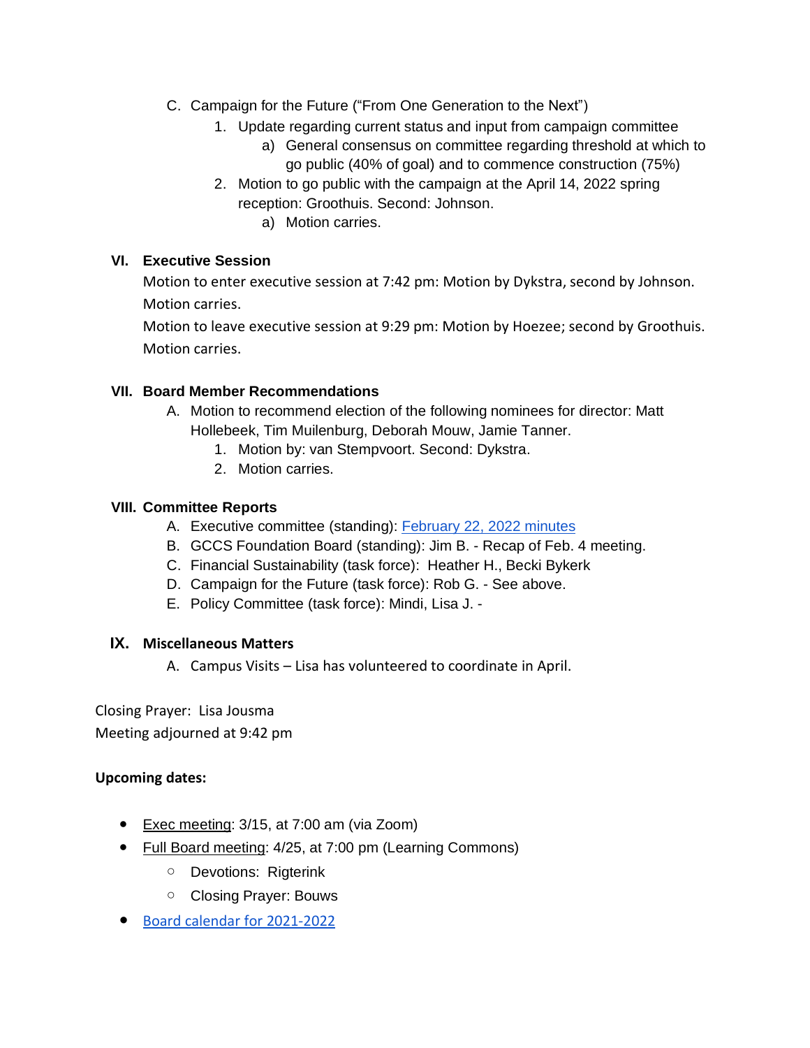C. Campaign for the Future ("From One Generation to the Next")
   1. Update regarding current status and input from campaign committee
      a) General consensus on committee regarding threshold at which to go public (40% of goal) and to commence construction (75%)
   2. Motion to go public with the campaign at the April 14, 2022 spring reception: Groothuis. Second: Johnson.
      a) Motion carries.

## VI. Executive Session

Motion to enter executive session at 7:42 pm: Motion by Dykstra, second by Johnson. Motion carries.

Motion to leave executive session at 9:29 pm: Motion by Hoezee; second by Groothuis. Motion carries.

## VII. Board Member Recommendations

A. Motion to recommend election of the following nominees for director: Matt Hollebeek, Tim Muilenburg, Deborah Mouw, Jamie Tanner.
   1. Motion by: van Stempvoort. Second: Dykstra.
   2. Motion carries.

## VIII. Committee Reports

A. Executive committee (standing): February 22, 2022 minutes
B. GCCS Foundation Board (standing): Jim B. - Recap of Feb. 4 meeting.
C. Financial Sustainability (task force): Heather H., Becki Bykerk
D. Campaign for the Future (task force): Rob G. - See above.
E. Policy Committee (task force): Mindi, Lisa J. -

## IX. Miscellaneous Matters

A. Campus Visits – Lisa has volunteered to coordinate in April.

Closing Prayer: Lisa Jousma
Meeting adjourned at 9:42 pm

**Upcoming dates:**

- Exec meeting: 3/15, at 7:00 am (via Zoom)
- Full Board meeting: 4/25, at 7:00 pm (Learning Commons)
  - Devotions: Rigterink
  - Closing Prayer: Bouws
- Board calendar for 2021-2022